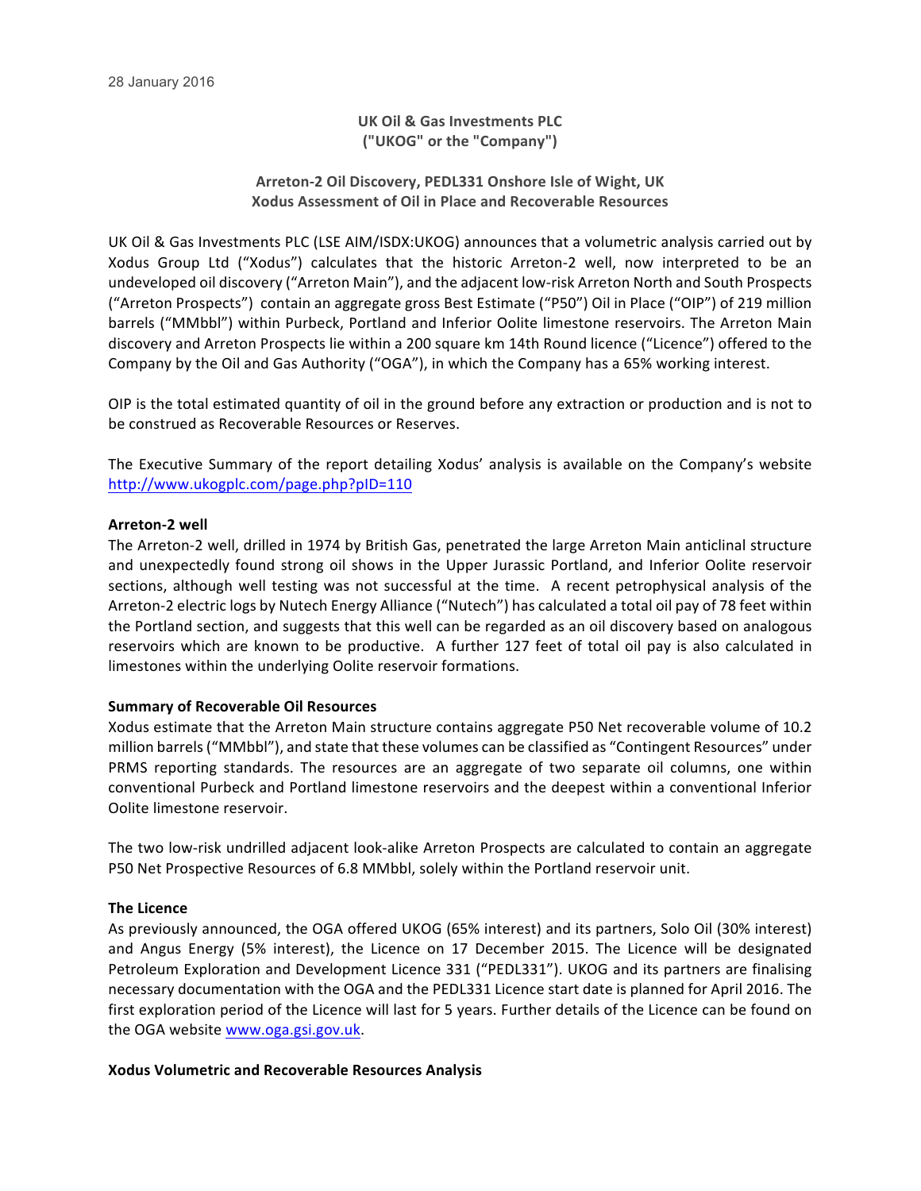28 January 2016

**UK Oil & Gas Investments PLC**
**("UKOG" or the "Company")**

**Arreton-2 Oil Discovery, PEDL331 Onshore Isle of Wight, UK**
**Xodus Assessment of Oil in Place and Recoverable Resources**

UK Oil & Gas Investments PLC (LSE AIM/ISDX:UKOG) announces that a volumetric analysis carried out by Xodus Group Ltd ("Xodus") calculates that the historic Arreton-2 well, now interpreted to be an undeveloped oil discovery ("Arreton Main"), and the adjacent low-risk Arreton North and South Prospects ("Arreton Prospects") contain an aggregate gross Best Estimate ("P50") Oil in Place ("OIP") of 219 million barrels ("MMbbl") within Purbeck, Portland and Inferior Oolite limestone reservoirs. The Arreton Main discovery and Arreton Prospects lie within a 200 square km 14th Round licence ("Licence") offered to the Company by the Oil and Gas Authority ("OGA"), in which the Company has a 65% working interest.

OIP is the total estimated quantity of oil in the ground before any extraction or production and is not to be construed as Recoverable Resources or Reserves.

The Executive Summary of the report detailing Xodus' analysis is available on the Company's website http://www.ukogplc.com/page.php?pID=110

**Arreton-2 well**

The Arreton-2 well, drilled in 1974 by British Gas, penetrated the large Arreton Main anticlinal structure and unexpectedly found strong oil shows in the Upper Jurassic Portland, and Inferior Oolite reservoir sections, although well testing was not successful at the time. A recent petrophysical analysis of the Arreton-2 electric logs by Nutech Energy Alliance ("Nutech") has calculated a total oil pay of 78 feet within the Portland section, and suggests that this well can be regarded as an oil discovery based on analogous reservoirs which are known to be productive. A further 127 feet of total oil pay is also calculated in limestones within the underlying Oolite reservoir formations.

**Summary of Recoverable Oil Resources**

Xodus estimate that the Arreton Main structure contains aggregate P50 Net recoverable volume of 10.2 million barrels ("MMbbl"), and state that these volumes can be classified as "Contingent Resources" under PRMS reporting standards. The resources are an aggregate of two separate oil columns, one within conventional Purbeck and Portland limestone reservoirs and the deepest within a conventional Inferior Oolite limestone reservoir.

The two low-risk undrilled adjacent look-alike Arreton Prospects are calculated to contain an aggregate P50 Net Prospective Resources of 6.8 MMbbl, solely within the Portland reservoir unit.

**The Licence**

As previously announced, the OGA offered UKOG (65% interest) and its partners, Solo Oil (30% interest) and Angus Energy (5% interest), the Licence on 17 December 2015. The Licence will be designated Petroleum Exploration and Development Licence 331 ("PEDL331"). UKOG and its partners are finalising necessary documentation with the OGA and the PEDL331 Licence start date is planned for April 2016. The first exploration period of the Licence will last for 5 years. Further details of the Licence can be found on the OGA website www.oga.gsi.gov.uk.

**Xodus Volumetric and Recoverable Resources Analysis**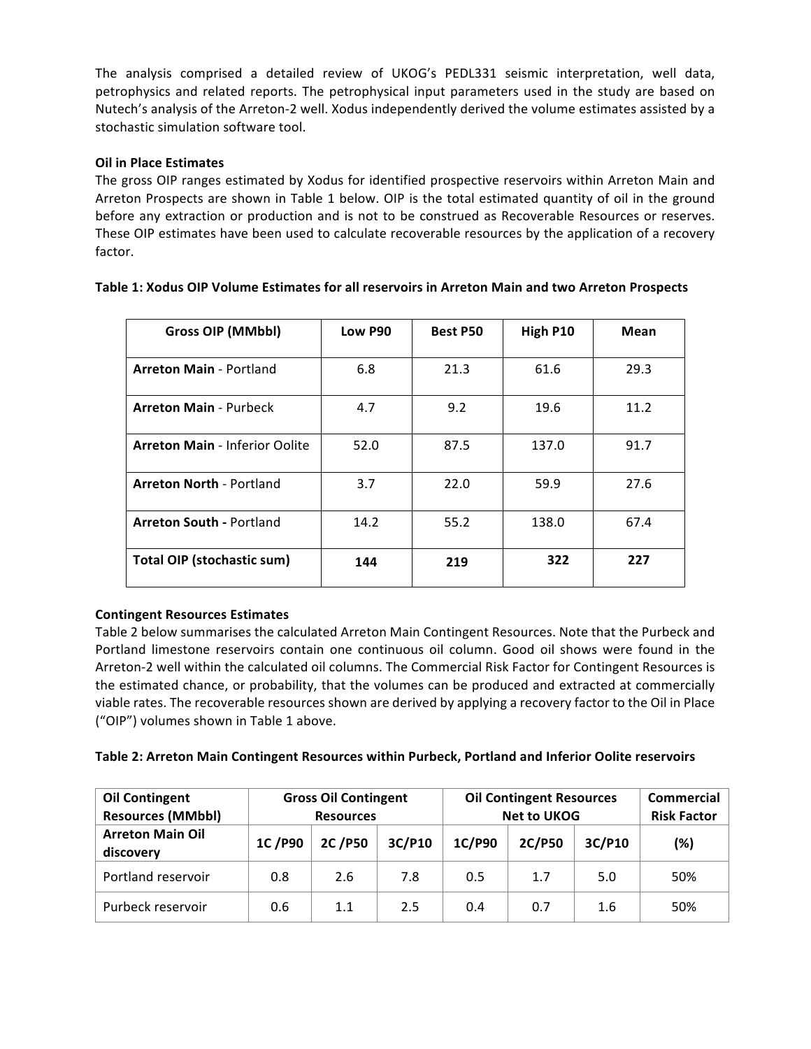The analysis comprised a detailed review of UKOG's PEDL331 seismic interpretation, well data, petrophysics and related reports. The petrophysical input parameters used in the study are based on Nutech's analysis of the Arreton-2 well. Xodus independently derived the volume estimates assisted by a stochastic simulation software tool.

**Oil in Place Estimates**

The gross OIP ranges estimated by Xodus for identified prospective reservoirs within Arreton Main and Arreton Prospects are shown in Table 1 below. OIP is the total estimated quantity of oil in the ground before any extraction or production and is not to be construed as Recoverable Resources or reserves. These OIP estimates have been used to calculate recoverable resources by the application of a recovery factor.

**Table 1: Xodus OIP Volume Estimates for all reservoirs in Arreton Main and two Arreton Prospects**

| Gross OIP (MMbbl) | Low P90 | Best P50 | High P10 | Mean |
|---|---|---|---|---|
| **Arreton Main** - Portland | 6.8 | 21.3 | 61.6 | 29.3 |
| **Arreton Main** - Purbeck | 4.7 | 9.2 | 19.6 | 11.2 |
| **Arreton Main** - Inferior Oolite | 52.0 | 87.5 | 137.0 | 91.7 |
| **Arreton North** - Portland | 3.7 | 22.0 | 59.9 | 27.6 |
| **Arreton South** - Portland | 14.2 | 55.2 | 138.0 | 67.4 |
| **Total OIP (stochastic sum)** | **144** | **219** | **322** | **227** |

**Contingent Resources Estimates**

Table 2 below summarises the calculated Arreton Main Contingent Resources. Note that the Purbeck and Portland limestone reservoirs contain one continuous oil column. Good oil shows were found in the Arreton-2 well within the calculated oil columns. The Commercial Risk Factor for Contingent Resources is the estimated chance, or probability, that the volumes can be produced and extracted at commercially viable rates. The recoverable resources shown are derived by applying a recovery factor to the Oil in Place ("OIP") volumes shown in Table 1 above.

**Table 2: Arreton Main Contingent Resources within Purbeck, Portland and Inferior Oolite reservoirs**

| Oil Contingent Resources (MMbbl) | Gross Oil Contingent Resources | | | Oil Contingent Resources Net to UKOG | | | Commercial Risk Factor |
|---|---|---|---|---|---|---|---|
| Arreton Main Oil discovery | 1C /P90 | 2C /P50 | 3C/P10 | 1C/P90 | 2C/P50 | 3C/P10 | (%) |
| Portland reservoir | 0.8 | 2.6 | 7.8 | 0.5 | 1.7 | 5.0 | 50% |
| Purbeck reservoir | 0.6 | 1.1 | 2.5 | 0.4 | 0.7 | 1.6 | 50% |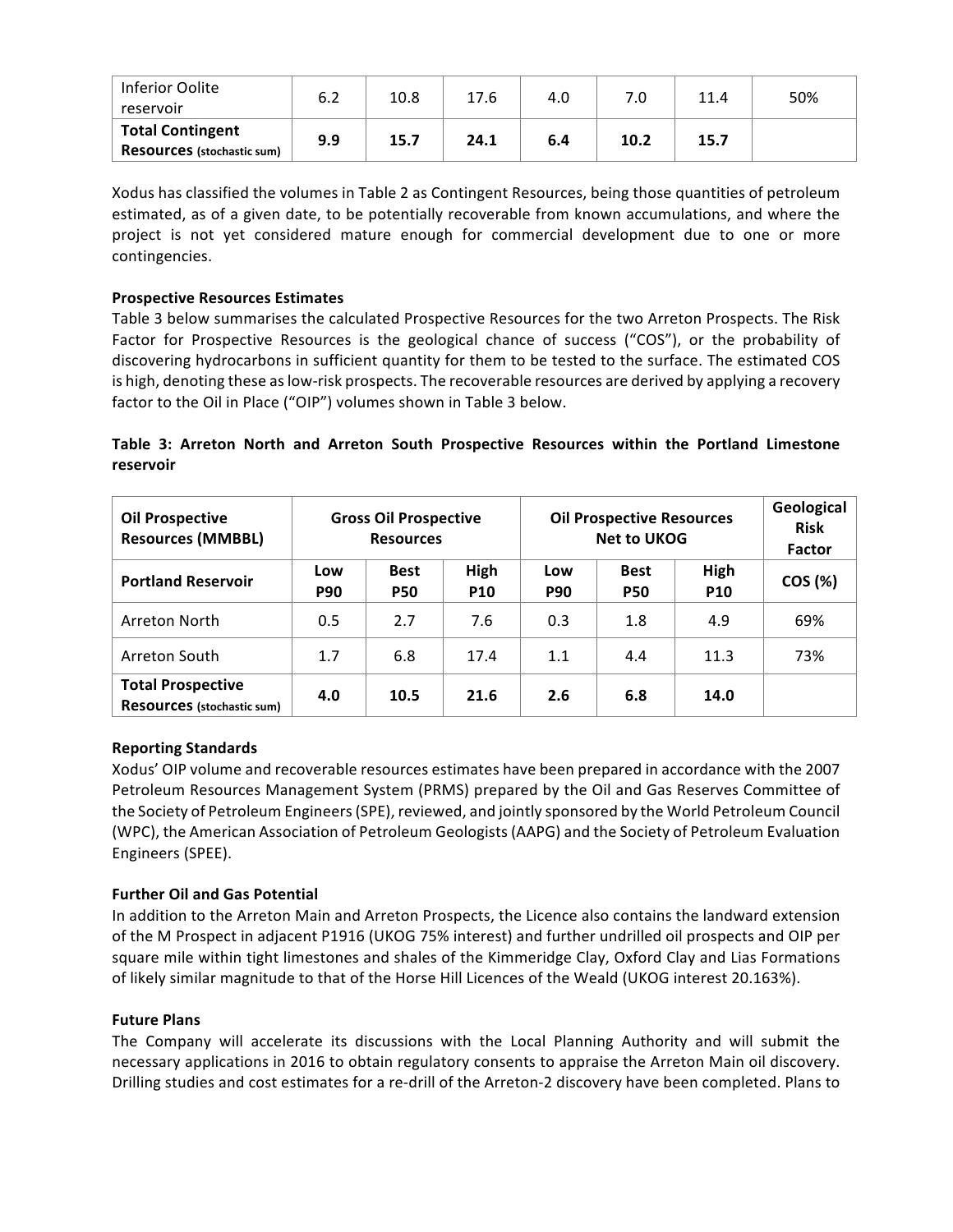| Inferior Oolite reservoir | 6.2 | 10.8 | 17.6 | 4.0 | 7.0 | 11.4 | 50% |
|---|---|---|---|---|---|---|---|
| **Total Contingent Resources** (stochastic sum) | **9.9** | **15.7** | **24.1** | **6.4** | **10.2** | **15.7** | |

Xodus has classified the volumes in Table 2 as Contingent Resources, being those quantities of petroleum estimated, as of a given date, to be potentially recoverable from known accumulations, and where the project is not yet considered mature enough for commercial development due to one or more contingencies.

**Prospective Resources Estimates**

Table 3 below summarises the calculated Prospective Resources for the two Arreton Prospects. The Risk Factor for Prospective Resources is the geological chance of success ("COS"), or the probability of discovering hydrocarbons in sufficient quantity for them to be tested to the surface. The estimated COS is high, denoting these as low-risk prospects. The recoverable resources are derived by applying a recovery factor to the Oil in Place ("OIP") volumes shown in Table 3 below.

**Table 3: Arreton North and Arreton South Prospective Resources within the Portland Limestone reservoir**

| **Oil Prospective Resources (MMBBL)** | **Gross Oil Prospective Resources** | | | **Oil Prospective Resources Net to UKOG** | | | **Geological Risk Factor** |
|---|---|---|---|---|---|---|---|
| **Portland Reservoir** | **Low P90** | **Best P50** | **High P10** | **Low P90** | **Best P50** | **High P10** | **COS (%)** |
| Arreton North | 0.5 | 2.7 | 7.6 | 0.3 | 1.8 | 4.9 | 69% |
| Arreton South | 1.7 | 6.8 | 17.4 | 1.1 | 4.4 | 11.3 | 73% |
| **Total Prospective Resources** (stochastic sum) | **4.0** | **10.5** | **21.6** | **2.6** | **6.8** | **14.0** | |

**Reporting Standards**

Xodus' OIP volume and recoverable resources estimates have been prepared in accordance with the 2007 Petroleum Resources Management System (PRMS) prepared by the Oil and Gas Reserves Committee of the Society of Petroleum Engineers (SPE), reviewed, and jointly sponsored by the World Petroleum Council (WPC), the American Association of Petroleum Geologists (AAPG) and the Society of Petroleum Evaluation Engineers (SPEE).

**Further Oil and Gas Potential**

In addition to the Arreton Main and Arreton Prospects, the Licence also contains the landward extension of the M Prospect in adjacent P1916 (UKOG 75% interest) and further undrilled oil prospects and OIP per square mile within tight limestones and shales of the Kimmeridge Clay, Oxford Clay and Lias Formations of likely similar magnitude to that of the Horse Hill Licences of the Weald (UKOG interest 20.163%).

**Future Plans**

The Company will accelerate its discussions with the Local Planning Authority and will submit the necessary applications in 2016 to obtain regulatory consents to appraise the Arreton Main oil discovery. Drilling studies and cost estimates for a re-drill of the Arreton-2 discovery have been completed. Plans to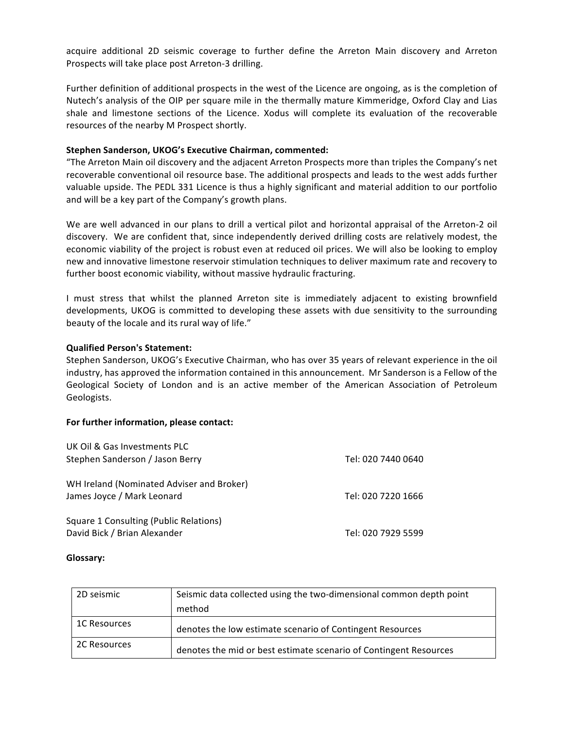acquire additional 2D seismic coverage to further define the Arreton Main discovery and Arreton Prospects will take place post Arreton-3 drilling.

Further definition of additional prospects in the west of the Licence are ongoing, as is the completion of Nutech's analysis of the OIP per square mile in the thermally mature Kimmeridge, Oxford Clay and Lias shale and limestone sections of the Licence. Xodus will complete its evaluation of the recoverable resources of the nearby M Prospect shortly.

**Stephen Sanderson, UKOG's Executive Chairman, commented:**

"The Arreton Main oil discovery and the adjacent Arreton Prospects more than triples the Company's net recoverable conventional oil resource base. The additional prospects and leads to the west adds further valuable upside. The PEDL 331 Licence is thus a highly significant and material addition to our portfolio and will be a key part of the Company's growth plans.

We are well advanced in our plans to drill a vertical pilot and horizontal appraisal of the Arreton-2 oil discovery. We are confident that, since independently derived drilling costs are relatively modest, the economic viability of the project is robust even at reduced oil prices. We will also be looking to employ new and innovative limestone reservoir stimulation techniques to deliver maximum rate and recovery to further boost economic viability, without massive hydraulic fracturing.

I must stress that whilst the planned Arreton site is immediately adjacent to existing brownfield developments, UKOG is committed to developing these assets with due sensitivity to the surrounding beauty of the locale and its rural way of life."

**Qualified Person's Statement:**

Stephen Sanderson, UKOG's Executive Chairman, who has over 35 years of relevant experience in the oil industry, has approved the information contained in this announcement. Mr Sanderson is a Fellow of the Geological Society of London and is an active member of the American Association of Petroleum Geologists.

**For further information, please contact:**

UK Oil & Gas Investments PLC
Stephen Sanderson / Jason Berry — Tel: 020 7440 0640

WH Ireland (Nominated Adviser and Broker)
James Joyce / Mark Leonard — Tel: 020 7220 1666

Square 1 Consulting (Public Relations)
David Bick / Brian Alexander — Tel: 020 7929 5599

**Glossary:**

| | |
|---|---|
| 2D seismic | Seismic data collected using the two-dimensional common depth point method |
| 1C Resources | denotes the low estimate scenario of Contingent Resources |
| 2C Resources | denotes the mid or best estimate scenario of Contingent Resources |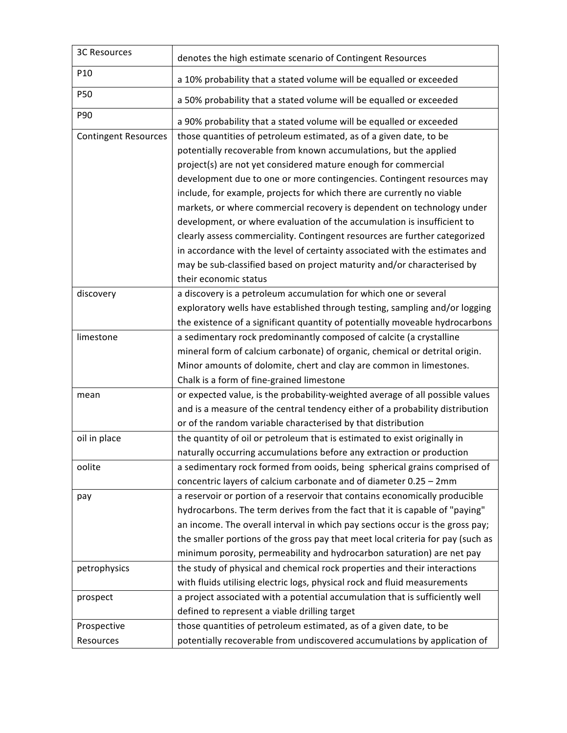| | |
|---|---|
| 3C Resources | denotes the high estimate scenario of Contingent Resources |
| P10 | a 10% probability that a stated volume will be equalled or exceeded |
| P50 | a 50% probability that a stated volume will be equalled or exceeded |
| P90 | a 90% probability that a stated volume will be equalled or exceeded |
| Contingent Resources | those quantities of petroleum estimated, as of a given date, to be potentially recoverable from known accumulations, but the applied project(s) are not yet considered mature enough for commercial development due to one or more contingencies. Contingent resources may include, for example, projects for which there are currently no viable markets, or where commercial recovery is dependent on technology under development, or where evaluation of the accumulation is insufficient to clearly assess commerciality. Contingent resources are further categorized in accordance with the level of certainty associated with the estimates and may be sub-classified based on project maturity and/or characterised by their economic status |
| discovery | a discovery is a petroleum accumulation for which one or several exploratory wells have established through testing, sampling and/or logging the existence of a significant quantity of potentially moveable hydrocarbons |
| limestone | a sedimentary rock predominantly composed of calcite (a crystalline mineral form of calcium carbonate) of organic, chemical or detrital origin. Minor amounts of dolomite, chert and clay are common in limestones. Chalk is a form of fine-grained limestone |
| mean | or expected value, is the probability-weighted average of all possible values and is a measure of the central tendency either of a probability distribution or of the random variable characterised by that distribution |
| oil in place | the quantity of oil or petroleum that is estimated to exist originally in naturally occurring accumulations before any extraction or production |
| oolite | a sedimentary rock formed from ooids, being spherical grains comprised of concentric layers of calcium carbonate and of diameter 0.25 – 2mm |
| pay | a reservoir or portion of a reservoir that contains economically producible hydrocarbons. The term derives from the fact that it is capable of "paying" an income. The overall interval in which pay sections occur is the gross pay; the smaller portions of the gross pay that meet local criteria for pay (such as minimum porosity, permeability and hydrocarbon saturation) are net pay |
| petrophysics | the study of physical and chemical rock properties and their interactions with fluids utilising electric logs, physical rock and fluid measurements |
| prospect | a project associated with a potential accumulation that is sufficiently well defined to represent a viable drilling target |
| Prospective Resources | those quantities of petroleum estimated, as of a given date, to be potentially recoverable from undiscovered accumulations by application of |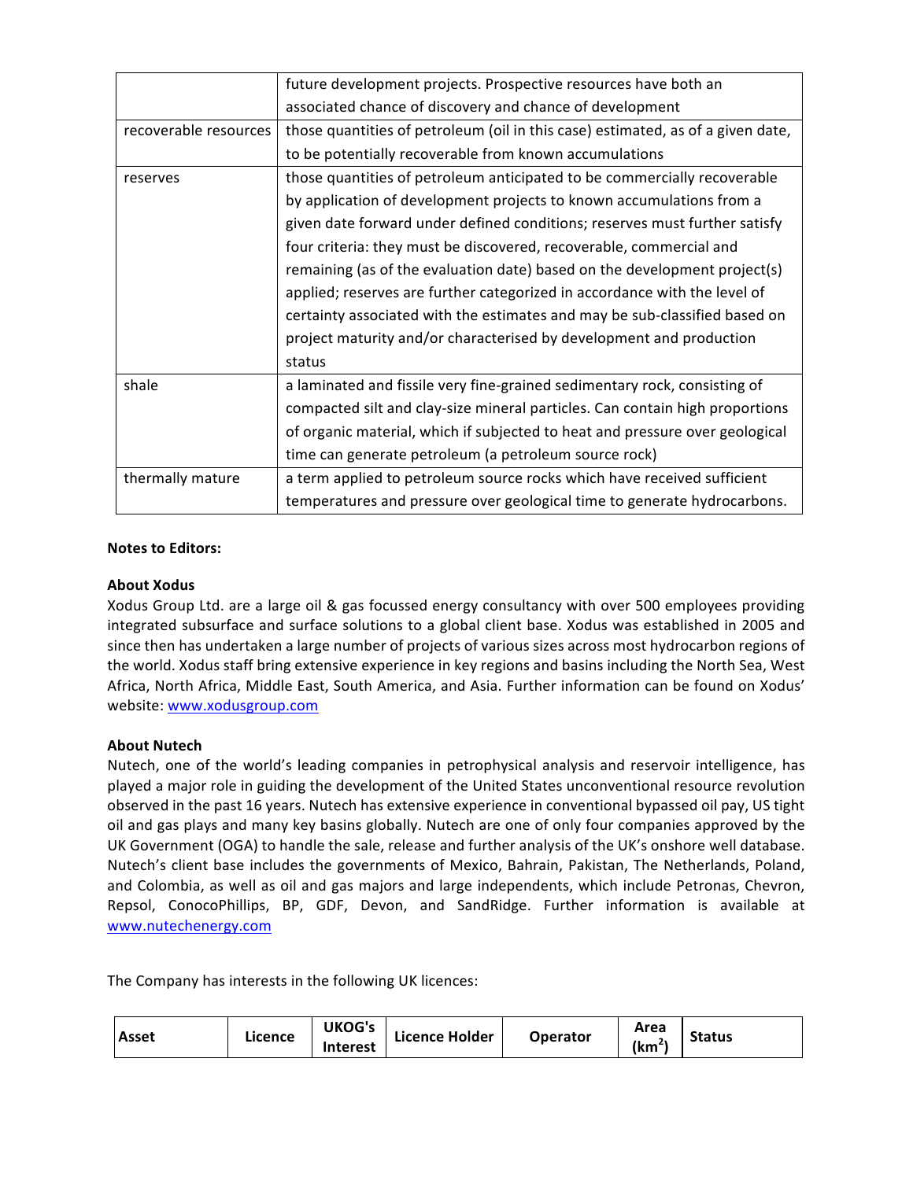| | |
|---|---|
| | future development projects. Prospective resources have both an associated chance of discovery and chance of development |
| recoverable resources | those quantities of petroleum (oil in this case) estimated, as of a given date, to be potentially recoverable from known accumulations |
| reserves | those quantities of petroleum anticipated to be commercially recoverable by application of development projects to known accumulations from a given date forward under defined conditions; reserves must further satisfy four criteria: they must be discovered, recoverable, commercial and remaining (as of the evaluation date) based on the development project(s) applied; reserves are further categorized in accordance with the level of certainty associated with the estimates and may be sub-classified based on project maturity and/or characterised by development and production status |
| shale | a laminated and fissile very fine-grained sedimentary rock, consisting of compacted silt and clay-size mineral particles. Can contain high proportions of organic material, which if subjected to heat and pressure over geological time can generate petroleum (a petroleum source rock) |
| thermally mature | a term applied to petroleum source rocks which have received sufficient temperatures and pressure over geological time to generate hydrocarbons. |

**Notes to Editors:**

**About Xodus**

Xodus Group Ltd. are a large oil & gas focussed energy consultancy with over 500 employees providing integrated subsurface and surface solutions to a global client base. Xodus was established in 2005 and since then has undertaken a large number of projects of various sizes across most hydrocarbon regions of the world. Xodus staff bring extensive experience in key regions and basins including the North Sea, West Africa, North Africa, Middle East, South America, and Asia. Further information can be found on Xodus' website: www.xodusgroup.com

**About Nutech**

Nutech, one of the world's leading companies in petrophysical analysis and reservoir intelligence, has played a major role in guiding the development of the United States unconventional resource revolution observed in the past 16 years. Nutech has extensive experience in conventional bypassed oil pay, US tight oil and gas plays and many key basins globally. Nutech are one of only four companies approved by the UK Government (OGA) to handle the sale, release and further analysis of the UK's onshore well database. Nutech's client base includes the governments of Mexico, Bahrain, Pakistan, The Netherlands, Poland, and Colombia, as well as oil and gas majors and large independents, which include Petronas, Chevron, Repsol, ConocoPhillips, BP, GDF, Devon, and SandRidge. Further information is available at www.nutechenergy.com

The Company has interests in the following UK licences:

| Asset | Licence | UKOG's Interest | Licence Holder | Operator | Area ($km^2$) | Status |
|---|---|---|---|---|---|---|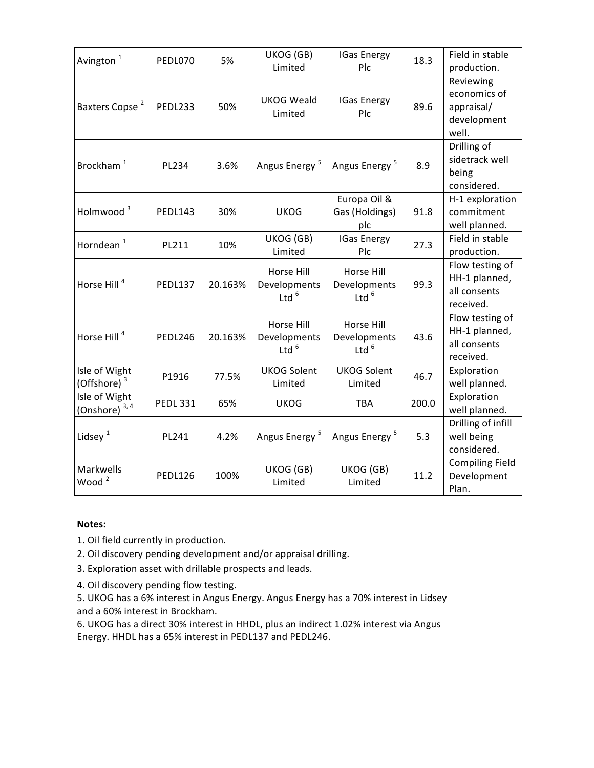| | | | | | | |
|---|---|---|---|---|---|---|
| Avington [1] | PEDL070 | 5% | UKOG (GB) Limited | IGas Energy Plc | 18.3 | Field in stable production. |
| Baxters Copse [2] | PEDL233 | 50% | UKOG Weald Limited | IGas Energy Plc | 89.6 | Reviewing economics of appraisal/ development well. |
| Brockham [1] | PL234 | 3.6% | Angus Energy [5] | Angus Energy [5] | 8.9 | Drilling of sidetrack well being considered. |
| Holmwood [3] | PEDL143 | 30% | UKOG | Europa Oil & Gas (Holdings) plc | 91.8 | H-1 exploration commitment well planned. |
| Horndean [1] | PL211 | 10% | UKOG (GB) Limited | IGas Energy Plc | 27.3 | Field in stable production. |
| Horse Hill [4] | PEDL137 | 20.163% | Horse Hill Developments Ltd [6] | Horse Hill Developments Ltd [6] | 99.3 | Flow testing of HH-1 planned, all consents received. |
| Horse Hill [4] | PEDL246 | 20.163% | Horse Hill Developments Ltd [6] | Horse Hill Developments Ltd [6] | 43.6 | Flow testing of HH-1 planned, all consents received. |
| Isle of Wight (Offshore) [3] | P1916 | 77.5% | UKOG Solent Limited | UKOG Solent Limited | 46.7 | Exploration well planned. |
| Isle of Wight (Onshore) [3, 4] | PEDL 331 | 65% | UKOG | TBA | 200.0 | Exploration well planned. |
| Lidsey [1] | PL241 | 4.2% | Angus Energy [5] | Angus Energy [5] | 5.3 | Drilling of infill well being considered. |
| Markwells Wood [2] | PEDL126 | 100% | UKOG (GB) Limited | UKOG (GB) Limited | 11.2 | Compiling Field Development Plan. |

**Notes:**

1. Oil field currently in production.
2. Oil discovery pending development and/or appraisal drilling.
3. Exploration asset with drillable prospects and leads.
4. Oil discovery pending flow testing.
5. UKOG has a 6% interest in Angus Energy. Angus Energy has a 70% interest in Lidsey and a 60% interest in Brockham.
6. UKOG has a direct 30% interest in HHDL, plus an indirect 1.02% interest via Angus Energy. HHDL has a 65% interest in PEDL137 and PEDL246.